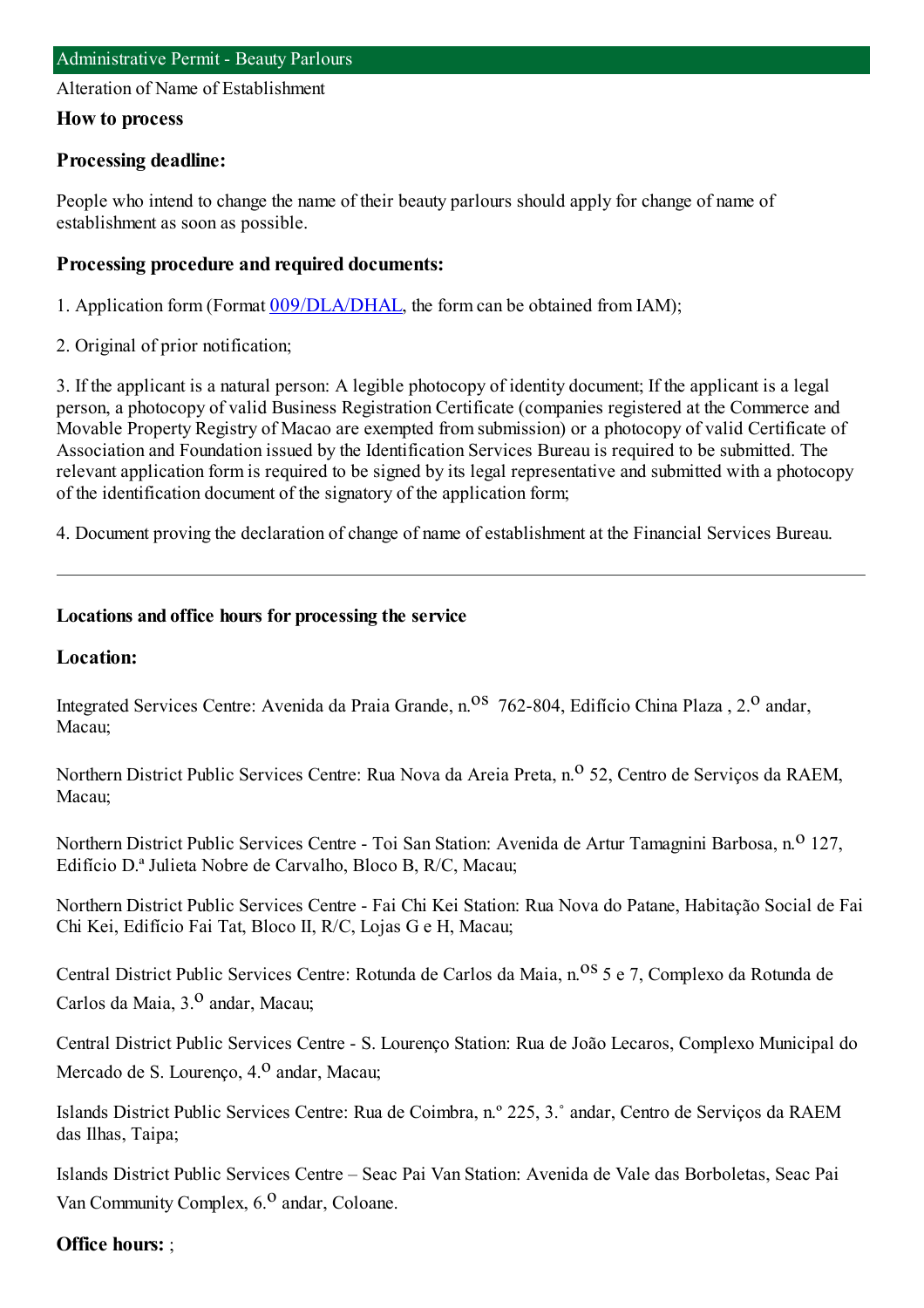# Administrative Permit - Beauty Parlours

Alteration of Name of Establishment

## How to process

### Processing deadline:

People who intend to change the name of their beauty parlours should apply for change of name of establishment as soon as possible.

### Processing procedure and required documents:

1. Application form (Format 009/DLA/DHAL, the form can be obtained from IAM);

2. Original of prior notification;

3. If the applicant is a natural person: A legible photocopy of identity document; If the applicant is a legal person, a photocopy of valid Business Registration Certificate (companies registered at the Commerce and Movable Property Registry of Macao are exempted from submission) or a photocopy of valid Certificate of Association and Foundation issued by the Identification Services Bureau is required to be submitted. The relevant application form is required to be signed by its legal representative and submitted with a photocopy of the identification document of the signatory of the application form;

4. Document proving the declaration of change of name of establishment at the Financial Services Bureau.

---

#### Locations and office hours for processing the service

### Location:

Integrated Services Centre: Avenida da Praia Grande, n.os 762-804, Edifício China Plaza , 2.o andar, Macau;

Northern District Public Services Centre: Rua Nova da Areia Preta, n.o 52, Centro de Serviços da RAEM, Macau;

Northern District Public Services Centre - Toi San Station: Avenida de Artur Tamagnini Barbosa, n.o 127, Edifício D.ª Julieta Nobre de Carvalho, Bloco B, R/C, Macau;

Northern District Public Services Centre - Fai Chi Kei Station: Rua Nova do Patane, Habitação Social de Fai Chi Kei, Edifício Fai Tat, Bloco II, R/C, Lojas G e H, Macau;

Central District Public Services Centre: Rotunda de Carlos da Maia, n.os 5 e 7, Complexo da Rotunda de Carlos da Maia, 3.o andar, Macau;

Central District Public Services Centre - S. Lourenço Station: Rua de João Lecaros, Complexo Municipal do Mercado de S. Lourenço, 4.o andar, Macau;

Islands District Public Services Centre: Rua de Coimbra, n.º 225, 3.˚ andar, Centro de Serviços da RAEM das Ilhas, Taipa;

Islands District Public Services Centre – Seac Pai Van Station: Avenida de Vale das Borboletas, Seac Pai Van Community Complex, 6.o andar, Coloane.

### Office hours: ;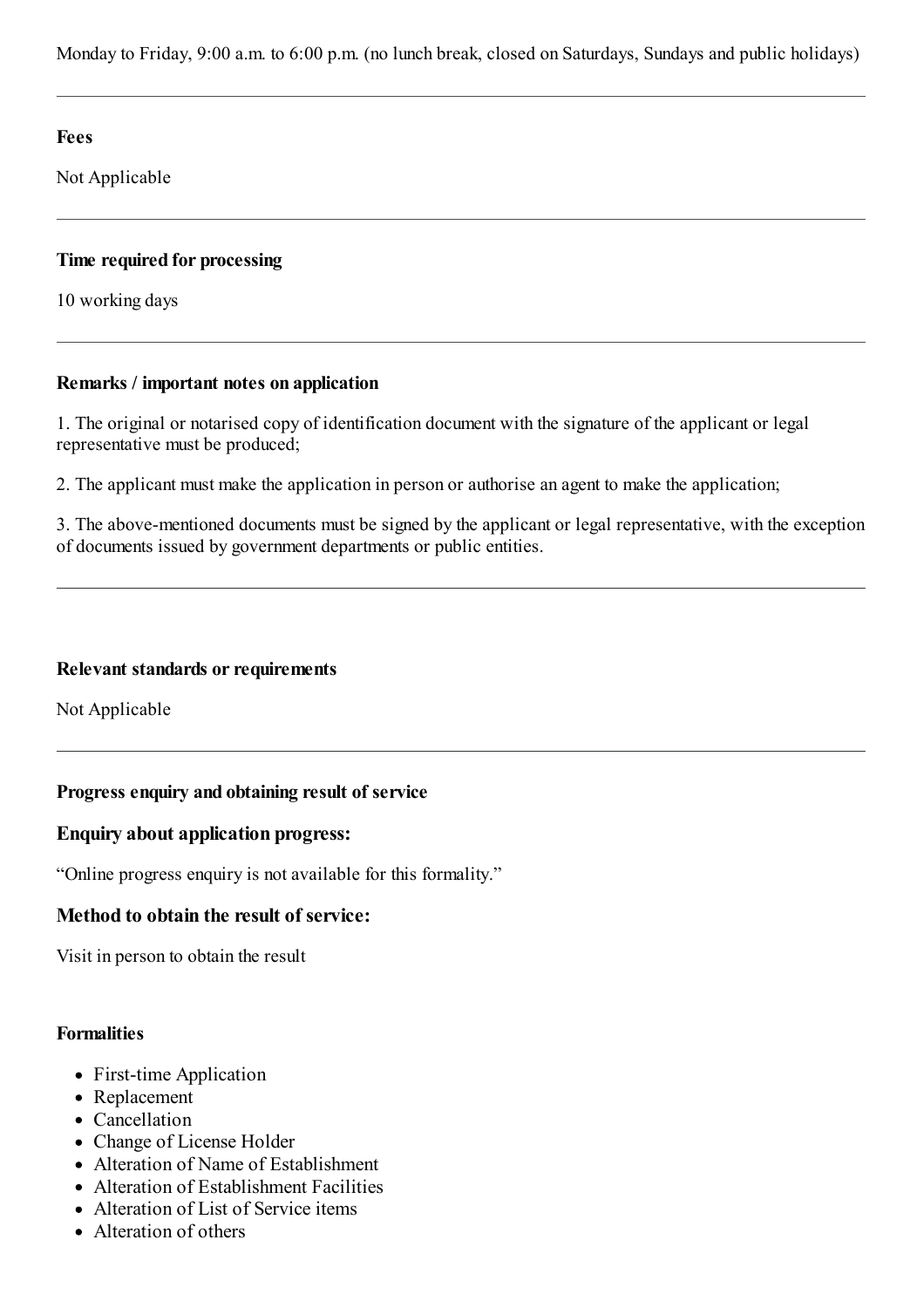Monday to Friday, 9:00 a.m. to 6:00 p.m. (no lunch break, closed on Saturdays, Sundays and public holidays)

---

**Fees**

Not Applicable

---

**Time required for processing**

10 working days

---

**Remarks / important notes on application**

1. The original or notarised copy of identification document with the signature of the applicant or legal representative must be produced;

2. The applicant must make the application in person or authorise an agent to make the application;

3. The above-mentioned documents must be signed by the applicant or legal representative, with the exception of documents issued by government departments or public entities.

---

**Relevant standards or requirements**

Not Applicable

---

**Progress enquiry and obtaining result of service**

### Enquiry about application progress:

"Online progress enquiry is not available for this formality."

### Method to obtain the result of service:

Visit in person to obtain the result

**Formalities**

- First-time Application
- Replacement
- Cancellation
- Change of License Holder
- Alteration of Name of Establishment
- Alteration of Establishment Facilities
- Alteration of List of Service items
- Alteration of others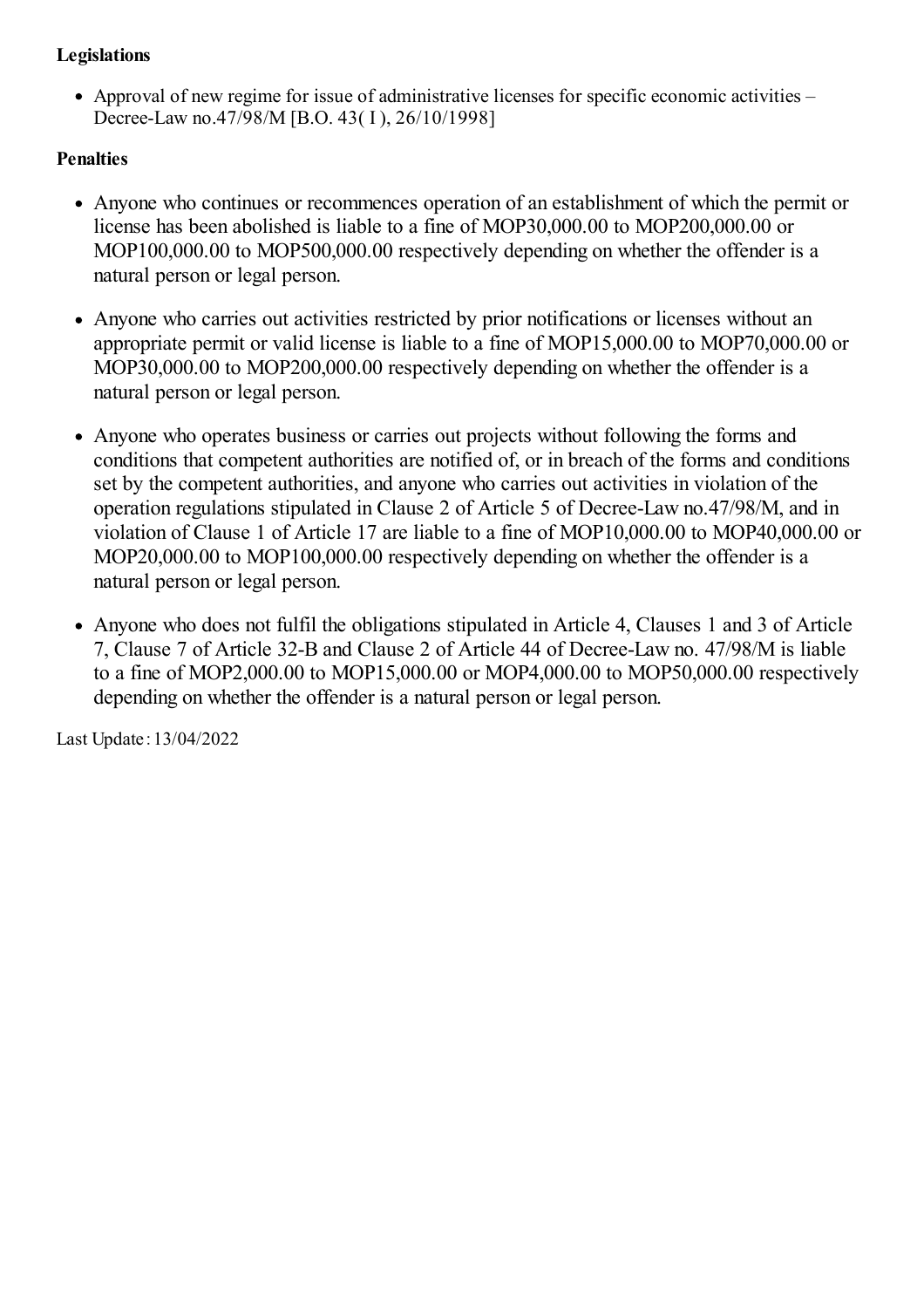**Legislations**

- Approval of new regime for issue of administrative licenses for specific economic activities – Decree-Law no.47/98/M [B.O. 43( I ), 26/10/1998]

**Penalties**

- Anyone who continues or recommences operation of an establishment of which the permit or license has been abolished is liable to a fine of MOP30,000.00 to MOP200,000.00 or MOP100,000.00 to MOP500,000.00 respectively depending on whether the offender is a natural person or legal person.
- Anyone who carries out activities restricted by prior notifications or licenses without an appropriate permit or valid license is liable to a fine of MOP15,000.00 to MOP70,000.00 or MOP30,000.00 to MOP200,000.00 respectively depending on whether the offender is a natural person or legal person.
- Anyone who operates business or carries out projects without following the forms and conditions that competent authorities are notified of, or in breach of the forms and conditions set by the competent authorities, and anyone who carries out activities in violation of the operation regulations stipulated in Clause 2 of Article 5 of Decree-Law no.47/98/M, and in violation of Clause 1 of Article 17 are liable to a fine of MOP10,000.00 to MOP40,000.00 or MOP20,000.00 to MOP100,000.00 respectively depending on whether the offender is a natural person or legal person.
- Anyone who does not fulfil the obligations stipulated in Article 4, Clauses 1 and 3 of Article 7, Clause 7 of Article 32-B and Clause 2 of Article 44 of Decree-Law no. 47/98/M is liable to a fine of MOP2,000.00 to MOP15,000.00 or MOP4,000.00 to MOP50,000.00 respectively depending on whether the offender is a natural person or legal person.

Last Update : 13/04/2022